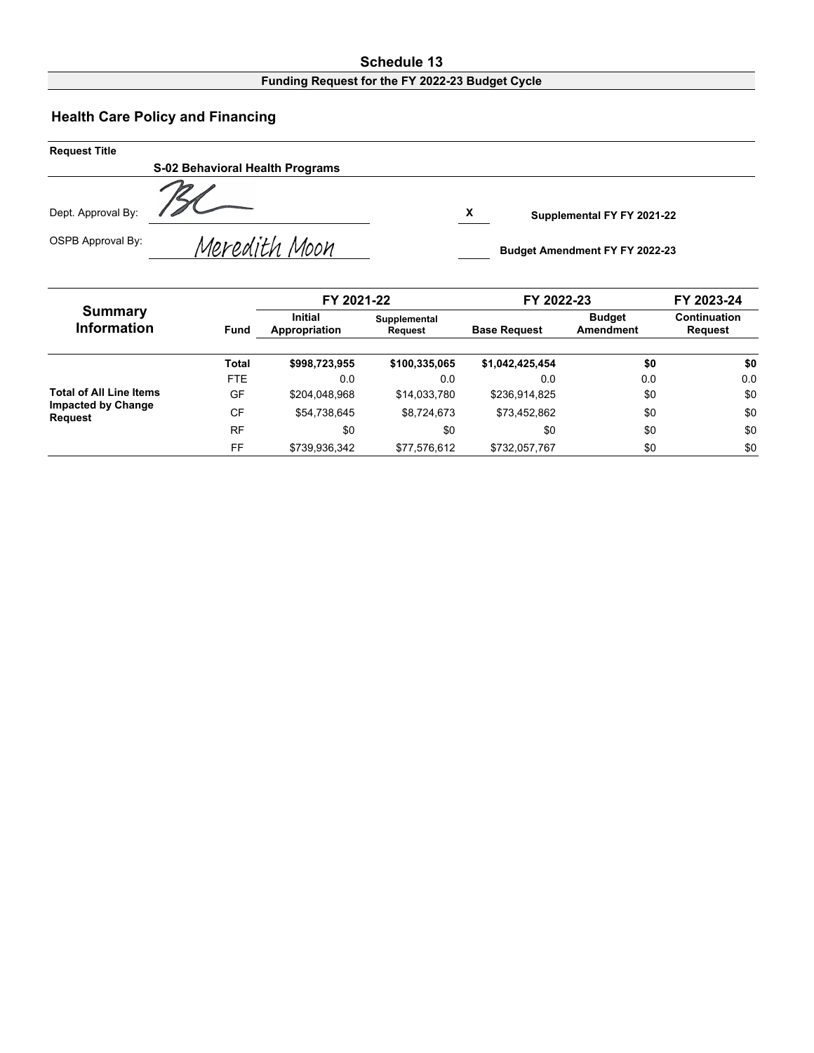# Schedule 13

**Funding Request for the FY 2022-23 Budget Cycle**

## Health Care Policy and Financing

**Request Title**

**S-02 Behavioral Health Programs**

Dept. Approval By: BL

OSPB Approval By: Meredith Moon

X **Supplemental FY FY 2021-22**

____ **Budget Amendment FY FY 2022-23**

| Summary Information | Fund | FY 2021-22 | | FY 2022-23 | | FY 2023-24 |
|---|---|---|---|---|---|---|
| | | Initial Appropriation | Supplemental Request | Base Request | Budget Amendment | Continuation Request |
| Total of All Line Items Impacted by Change Request | **Total** | **$998,723,955** | **$100,335,065** | **$1,042,425,454** | **$0** | **$0** |
| | FTE | 0.0 | 0.0 | 0.0 | 0.0 | 0.0 |
| | GF | $204,048,968 | $14,033,780 | $236,914,825 | $0 | $0 |
| | CF | $54,738,645 | $8,724,673 | $73,452,862 | $0 | $0 |
| | RF | $0 | $0 | $0 | $0 | $0 |
| | FF | $739,936,342 | $77,576,612 | $732,057,767 | $0 | $0 |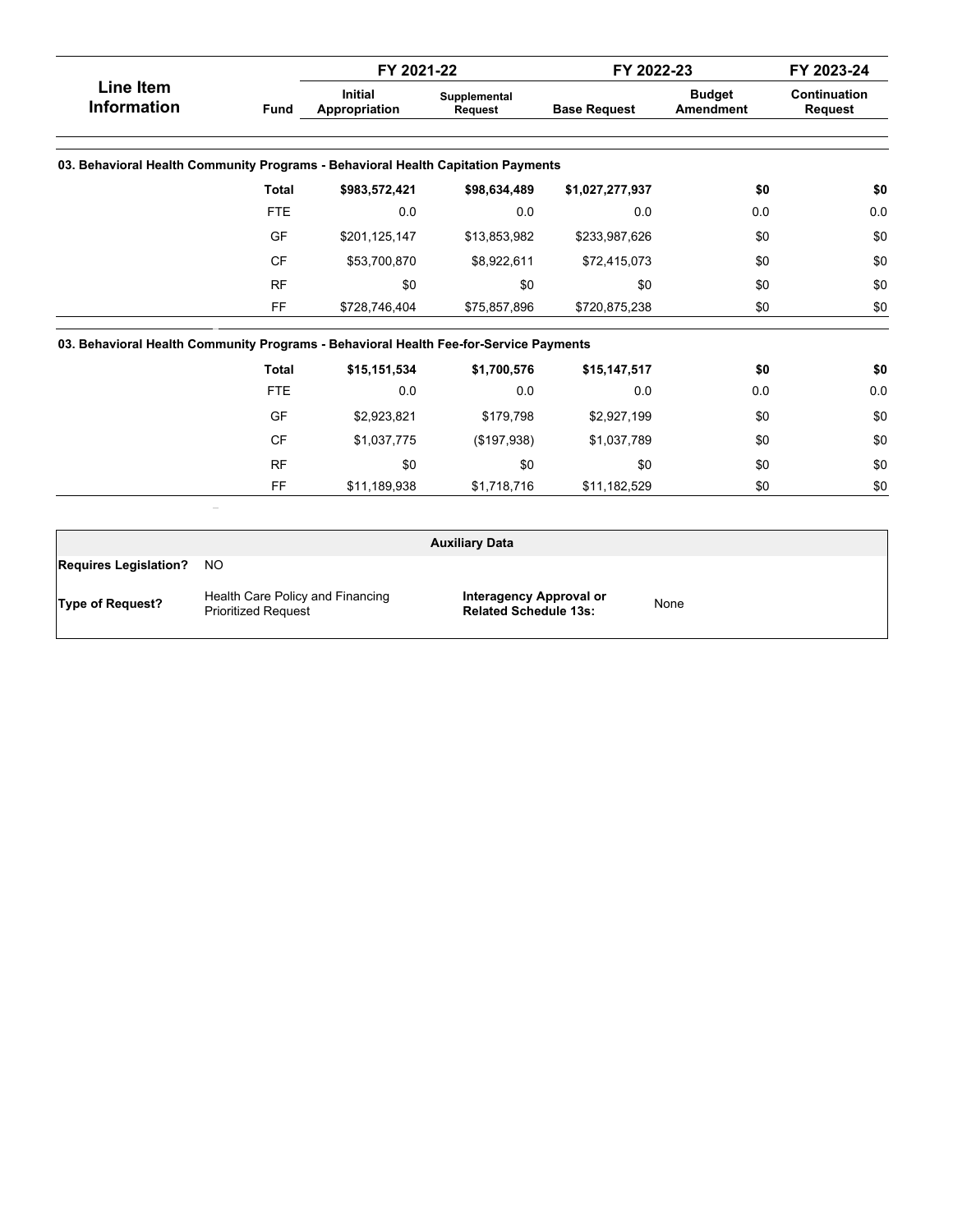| Line Item Information | Fund | FY 2021-22 | | FY 2022-23 | | FY 2023-24 |
|---|---|---|---|---|---|---|
| | | Initial Appropriation | Supplemental Request | Base Request | Budget Amendment | Continuation Request |
| **03. Behavioral Health Community Programs - Behavioral Health Capitation Payments** | | | | | | |
| | **Total** | **$983,572,421** | **$98,634,489** | **$1,027,277,937** | **$0** | **$0** |
| | FTE | 0.0 | 0.0 | 0.0 | 0.0 | 0.0 |
| | GF | $201,125,147 | $13,853,982 | $233,987,626 | $0 | $0 |
| | CF | $53,700,870 | $8,922,611 | $72,415,073 | $0 | $0 |
| | RF | $0 | $0 | $0 | $0 | $0 |
| | FF | $728,746,404 | $75,857,896 | $720,875,238 | $0 | $0 |
| **03. Behavioral Health Community Programs - Behavioral Health Fee-for-Service Payments** | | | | | | |
| | **Total** | **$15,151,534** | **$1,700,576** | **$15,147,517** | **$0** | **$0** |
| | FTE | 0.0 | 0.0 | 0.0 | 0.0 | 0.0 |
| | GF | $2,923,821 | $179,798 | $2,927,199 | $0 | $0 |
| | CF | $1,037,775 | ($197,938) | $1,037,789 | $0 | $0 |
| | RF | $0 | $0 | $0 | $0 | $0 |
| | FF | $11,189,938 | $1,718,716 | $11,182,529 | $0 | $0 |

| Auxiliary Data | | | |
|---|---|---|---|
| **Requires Legislation?** | NO | | |
| **Type of Request?** | Health Care Policy and Financing Prioritized Request | **Interagency Approval or Related Schedule 13s:** | None |